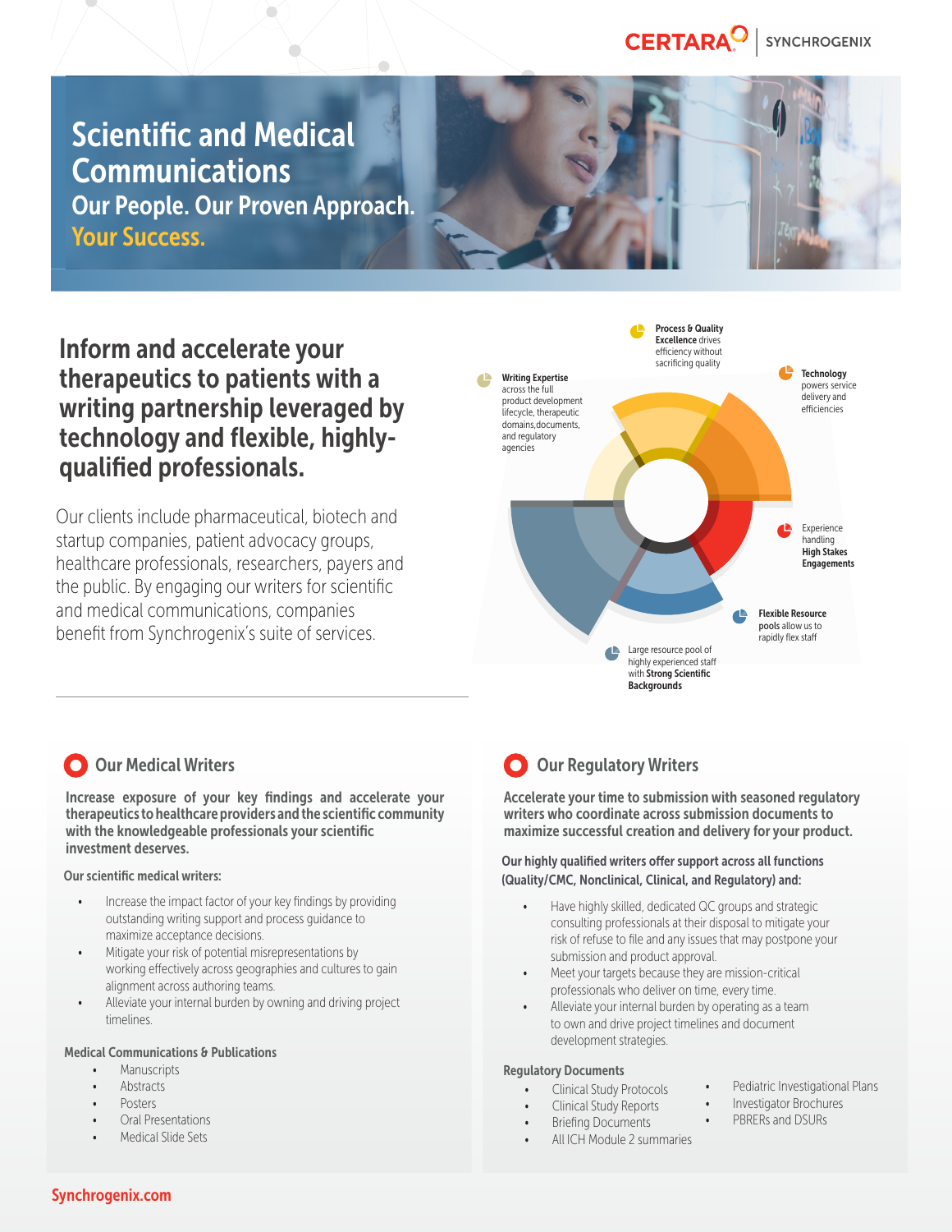CERTARA | SYNCHROGENIX

# Scientific and Medical Communications

## Our People. Our Proven Approach. Your Success.

## Inform and accelerate your therapeutics to patients with a writing partnership leveraged by technology and flexible, highly-qualified professionals.

Our clients include pharmaceutical, biotech and startup companies, patient advocacy groups, healthcare professionals, researchers, payers and the public. By engaging our writers for scientific and medical communications, companies benefit from Synchrogenix's suite of services.

- **Process & Quality Excellence** drives efficiency without sacrificing quality
- **Technology** powers service delivery and efficiencies
- Experience handling **High Stakes Engagements**
- **Flexible Resource pools** allow us to rapidly flex staff
- Large resource pool of highly experienced staff with **Strong Scientific Backgrounds**
- **Writing Expertise** across the full product development lifecycle, therapeutic domains, documents, and regulatory agencies

### Our Medical Writers

**Increase exposure of your key findings and accelerate your therapeutics to healthcare providers and the scientific community with the knowledgeable professionals your scientific investment deserves.**

**Our scientific medical writers:**

- Increase the impact factor of your key findings by providing outstanding writing support and process guidance to maximize acceptance decisions.
- Mitigate your risk of potential misrepresentations by working effectively across geographies and cultures to gain alignment across authoring teams.
- Alleviate your internal burden by owning and driving project timelines.

**Medical Communications & Publications**

- Manuscripts
- Abstracts
- Posters
- Oral Presentations
- Medical Slide Sets

### Our Regulatory Writers

**Accelerate your time to submission with seasoned regulatory writers who coordinate across submission documents to maximize successful creation and delivery for your product.**

**Our highly qualified writers offer support across all functions (Quality/CMC, Nonclinical, Clinical, and Regulatory) and:**

- Have highly skilled, dedicated QC groups and strategic consulting professionals at their disposal to mitigate your risk of refuse to file and any issues that may postpone your submission and product approval.
- Meet your targets because they are mission-critical professionals who deliver on time, every time.
- Alleviate your internal burden by operating as a team to own and drive project timelines and document development strategies.

**Regulatory Documents**

- Clinical Study Protocols
- Clinical Study Reports
- Briefing Documents
- All ICH Module 2 summaries
- Pediatric Investigational Plans
- Investigator Brochures
- PBRERs and DSURs

Synchrogenix.com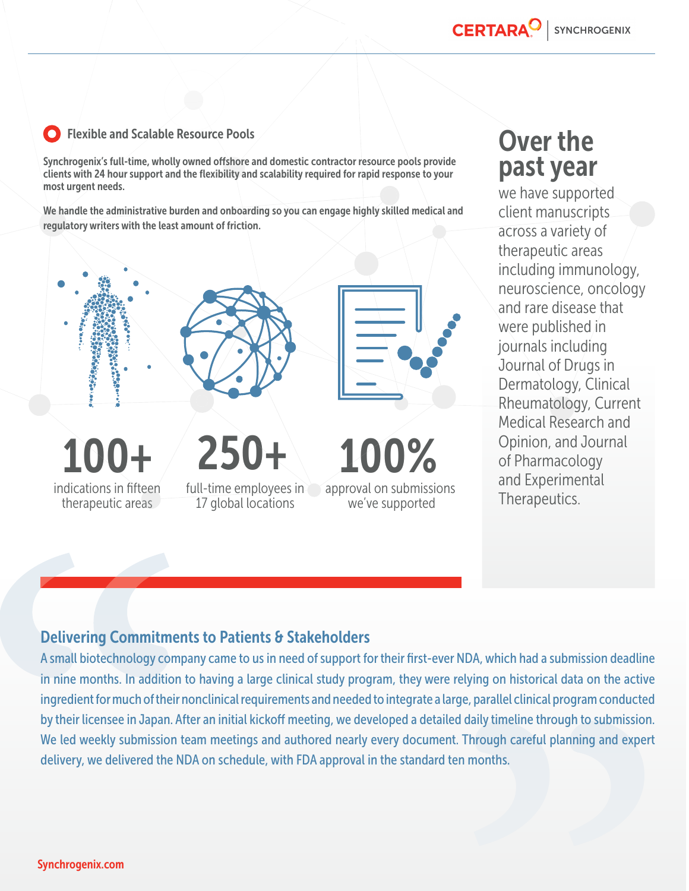### Flexible and Scalable Resource Pools

**Synchrogenix's full-time, wholly owned offshore and domestic contractor resource pools provide clients with 24 hour support and the flexibility and scalability required for rapid response to your most urgent needs.**

**We handle the administrative burden and onboarding so you can engage highly skilled medical and regulatory writers with the least amount of friction.**

**100+**
indications in fifteen therapeutic areas

**250+**
full-time employees in 17 global locations

**100%**
approval on submissions we've supported

## Over the past year

we have supported client manuscripts across a variety of therapeutic areas including immunology, neuroscience, oncology and rare disease that were published in journals including Journal of Drugs in Dermatology, Clinical Rheumatology, Current Medical Research and Opinion, and Journal of Pharmacology and Experimental Therapeutics.

### Delivering Commitments to Patients & Stakeholders

A small biotechnology company came to us in need of support for their first-ever NDA, which had a submission deadline in nine months. In addition to having a large clinical study program, they were relying on historical data on the active ingredient for much of their nonclinical requirements and needed to integrate a large, parallel clinical program conducted by their licensee in Japan. After an initial kickoff meeting, we developed a detailed daily timeline through to submission. We led weekly submission team meetings and authored nearly every document. Through careful planning and expert delivery, we delivered the NDA on schedule, with FDA approval in the standard ten months.

Synchrogenix.com